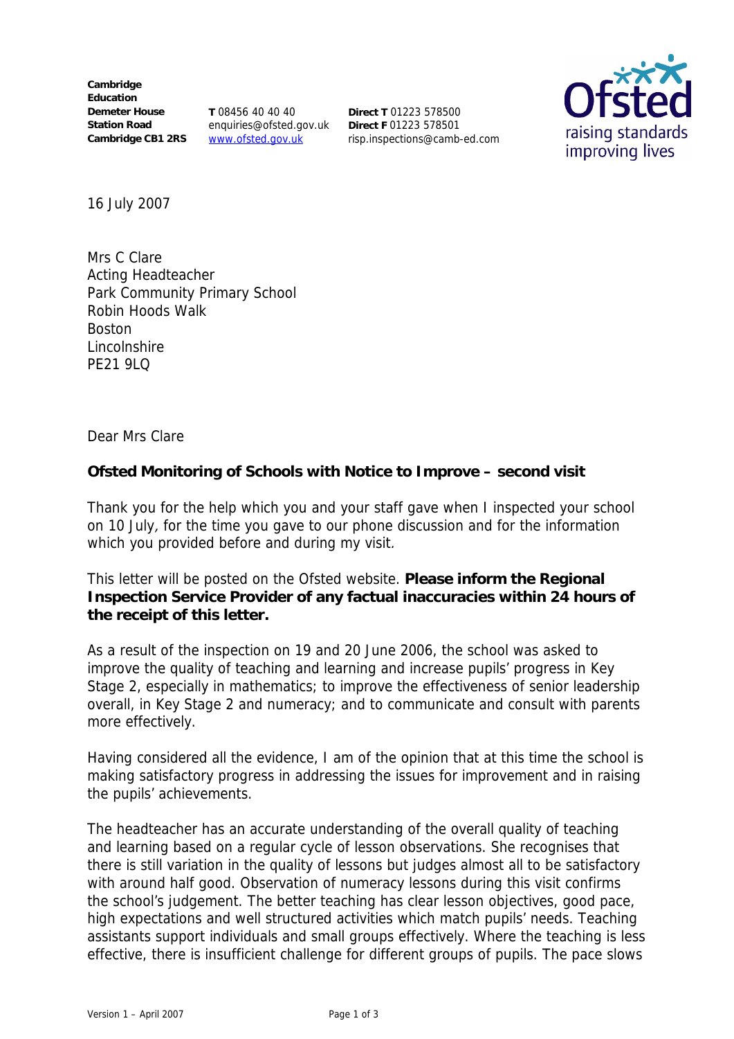Cambridge Education
Demeter House
Station Road
Cambridge CB1 2RS

**T** 08456 40 40 40
enquiries@ofsted.gov.uk
www.ofsted.gov.uk

**Direct T** 01223 578500
**Direct F** 01223 578501
risp.inspections@camb-ed.com

16 July 2007

Mrs C Clare
Acting Headteacher
Park Community Primary School
Robin Hoods Walk
Boston
Lincolnshire
PE21 9LQ

Dear Mrs Clare

**Ofsted Monitoring of Schools with Notice to Improve – second visit**

Thank you for the help which you and your staff gave when I inspected your school on 10 July, for the time you gave to our phone discussion and for the information which you provided before and during my visit.

This letter will be posted on the Ofsted website. **Please inform the Regional Inspection Service Provider of any factual inaccuracies within 24 hours of the receipt of this letter.**

As a result of the inspection on 19 and 20 June 2006, the school was asked to improve the quality of teaching and learning and increase pupils' progress in Key Stage 2, especially in mathematics; to improve the effectiveness of senior leadership overall, in Key Stage 2 and numeracy; and to communicate and consult with parents more effectively.

Having considered all the evidence, I am of the opinion that at this time the school is making satisfactory progress in addressing the issues for improvement and in raising the pupils' achievements.

The headteacher has an accurate understanding of the overall quality of teaching and learning based on a regular cycle of lesson observations. She recognises that there is still variation in the quality of lessons but judges almost all to be satisfactory with around half good. Observation of numeracy lessons during this visit confirms the school's judgement. The better teaching has clear lesson objectives, good pace, high expectations and well structured activities which match pupils' needs. Teaching assistants support individuals and small groups effectively. Where the teaching is less effective, there is insufficient challenge for different groups of pupils. The pace slows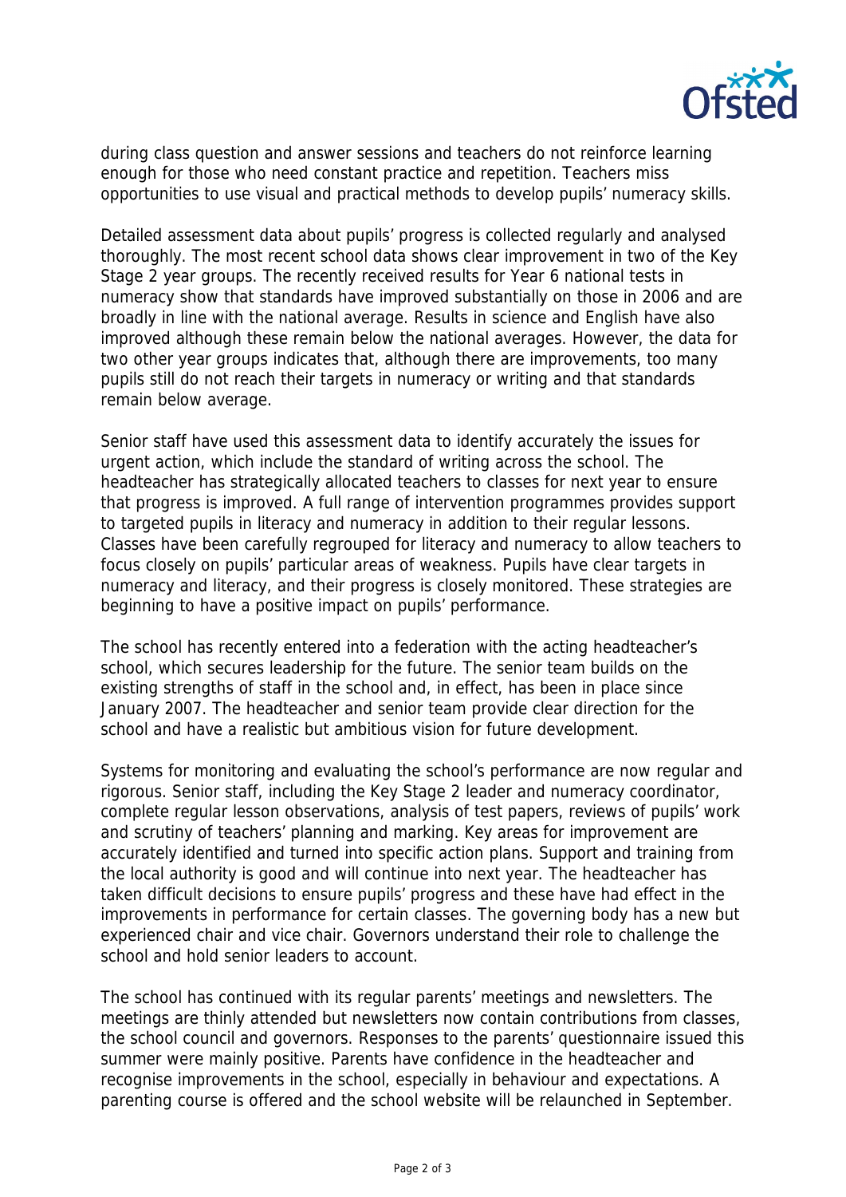during class question and answer sessions and teachers do not reinforce learning enough for those who need constant practice and repetition. Teachers miss opportunities to use visual and practical methods to develop pupils' numeracy skills.

Detailed assessment data about pupils' progress is collected regularly and analysed thoroughly. The most recent school data shows clear improvement in two of the Key Stage 2 year groups. The recently received results for Year 6 national tests in numeracy show that standards have improved substantially on those in 2006 and are broadly in line with the national average. Results in science and English have also improved although these remain below the national averages. However, the data for two other year groups indicates that, although there are improvements, too many pupils still do not reach their targets in numeracy or writing and that standards remain below average.

Senior staff have used this assessment data to identify accurately the issues for urgent action, which include the standard of writing across the school. The headteacher has strategically allocated teachers to classes for next year to ensure that progress is improved. A full range of intervention programmes provides support to targeted pupils in literacy and numeracy in addition to their regular lessons. Classes have been carefully regrouped for literacy and numeracy to allow teachers to focus closely on pupils' particular areas of weakness. Pupils have clear targets in numeracy and literacy, and their progress is closely monitored. These strategies are beginning to have a positive impact on pupils' performance.

The school has recently entered into a federation with the acting headteacher's school, which secures leadership for the future. The senior team builds on the existing strengths of staff in the school and, in effect, has been in place since January 2007. The headteacher and senior team provide clear direction for the school and have a realistic but ambitious vision for future development.

Systems for monitoring and evaluating the school's performance are now regular and rigorous. Senior staff, including the Key Stage 2 leader and numeracy coordinator, complete regular lesson observations, analysis of test papers, reviews of pupils' work and scrutiny of teachers' planning and marking. Key areas for improvement are accurately identified and turned into specific action plans. Support and training from the local authority is good and will continue into next year. The headteacher has taken difficult decisions to ensure pupils' progress and these have had effect in the improvements in performance for certain classes. The governing body has a new but experienced chair and vice chair. Governors understand their role to challenge the school and hold senior leaders to account.

The school has continued with its regular parents' meetings and newsletters. The meetings are thinly attended but newsletters now contain contributions from classes, the school council and governors. Responses to the parents' questionnaire issued this summer were mainly positive. Parents have confidence in the headteacher and recognise improvements in the school, especially in behaviour and expectations. A parenting course is offered and the school website will be relaunched in September.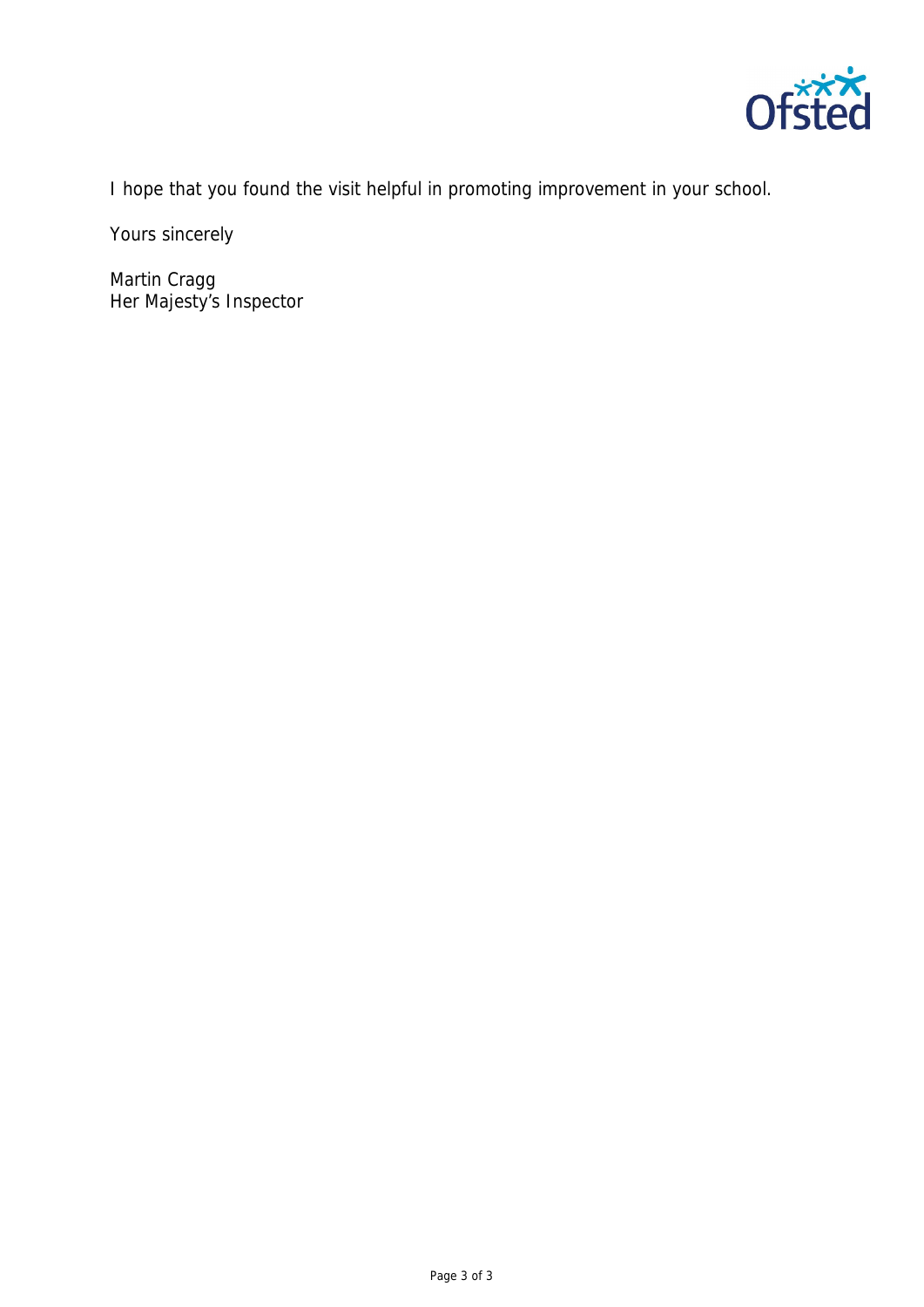I hope that you found the visit helpful in promoting improvement in your school.

Yours sincerely

Martin Cragg
Her Majesty's Inspector